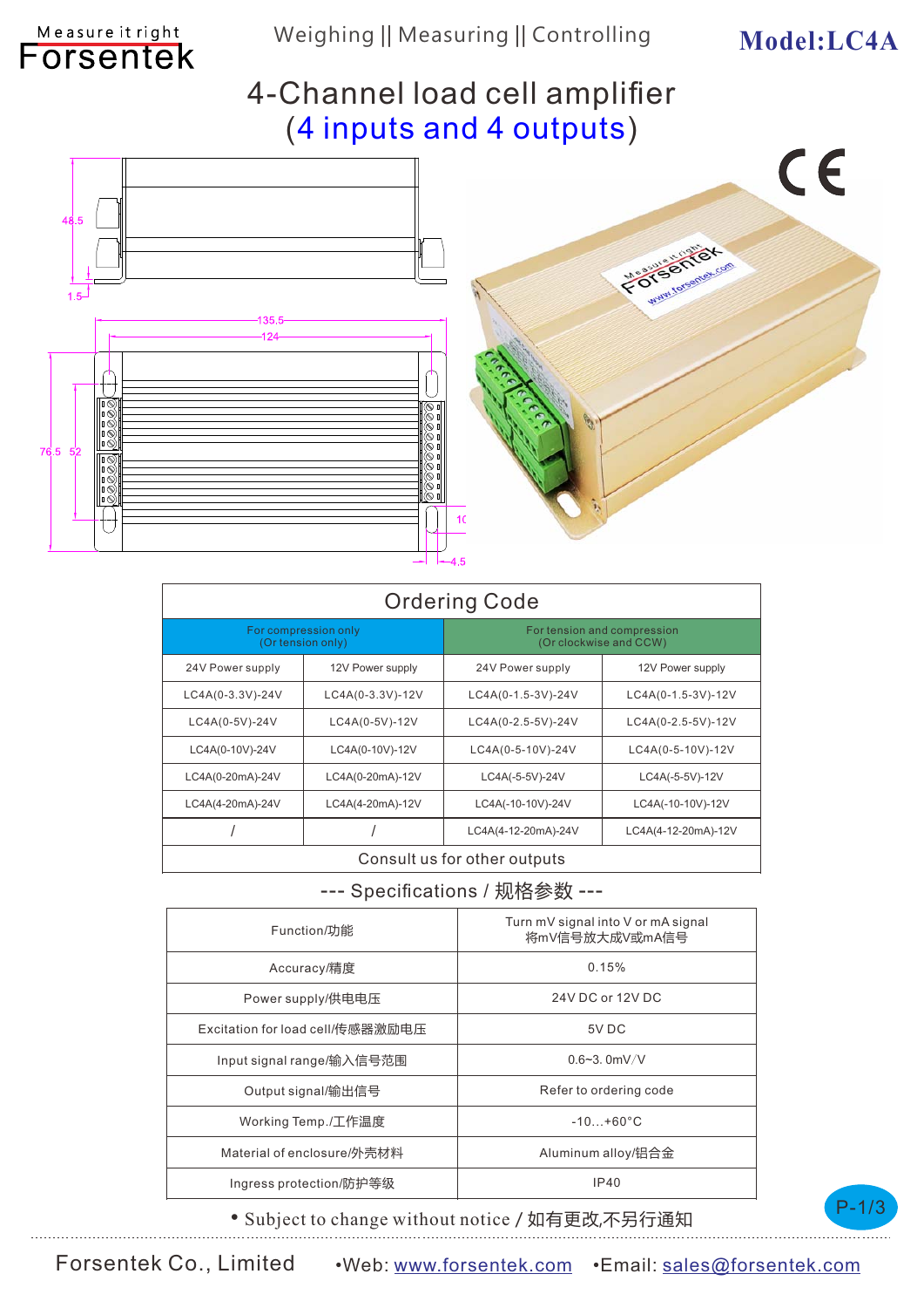Measure it right
Forsentek

Weighing || Measuring || Controlling

**Model:LC4A**

# 4-Channel load cell amplifier
## (4 inputs and 4 outputs)

## Ordering Code

| For compression only (Or tension only) | | For tension and compression (Or clockwise and CCW) | |
|---|---|---|---|
| 24V Power supply | 12V Power supply | 24V Power supply | 12V Power supply |
| LC4A(0-3.3V)-24V | LC4A(0-3.3V)-12V | LC4A(0-1.5-3V)-24V | LC4A(0-1.5-3V)-12V |
| LC4A(0-5V)-24V | LC4A(0-5V)-12V | LC4A(0-2.5-5V)-24V | LC4A(0-2.5-5V)-12V |
| LC4A(0-10V)-24V | LC4A(0-10V)-12V | LC4A(0-5-10V)-24V | LC4A(0-5-10V)-12V |
| LC4A(0-20mA)-24V | LC4A(0-20mA)-12V | LC4A(-5-5V)-24V | LC4A(-5-5V)-12V |
| LC4A(4-20mA)-24V | LC4A(4-20mA)-12V | LC4A(-10-10V)-24V | LC4A(-10-10V)-12V |
| / | / | LC4A(4-12-20mA)-24V | LC4A(4-12-20mA)-12V |

Consult us for other outputs

## --- Specifications / 规格参数 ---

| Function/功能 | Turn mV signal into V or mA signal 将mV信号放大成V或mA信号 |
|---|---|
| Accuracy/精度 | 0.15% |
| Power supply/供电电压 | 24V DC or 12V DC |
| Excitation for load cell/传感器激励电压 | 5V DC |
| Input signal range/输入信号范围 | 0.6~3. 0mV/V |
| Output signal/输出信号 | Refer to ordering code |
| Working Temp./工作温度 | -10...+60°C |
| Material of enclosure/外壳材料 | Aluminum alloy/铝合金 |
| Ingress protection/防护等级 | IP40 |

• Subject to change without notice / 如有更改,不另行通知

Forsentek Co., Limited •Web: www.forsentek.com •Email: sales@forsentek.com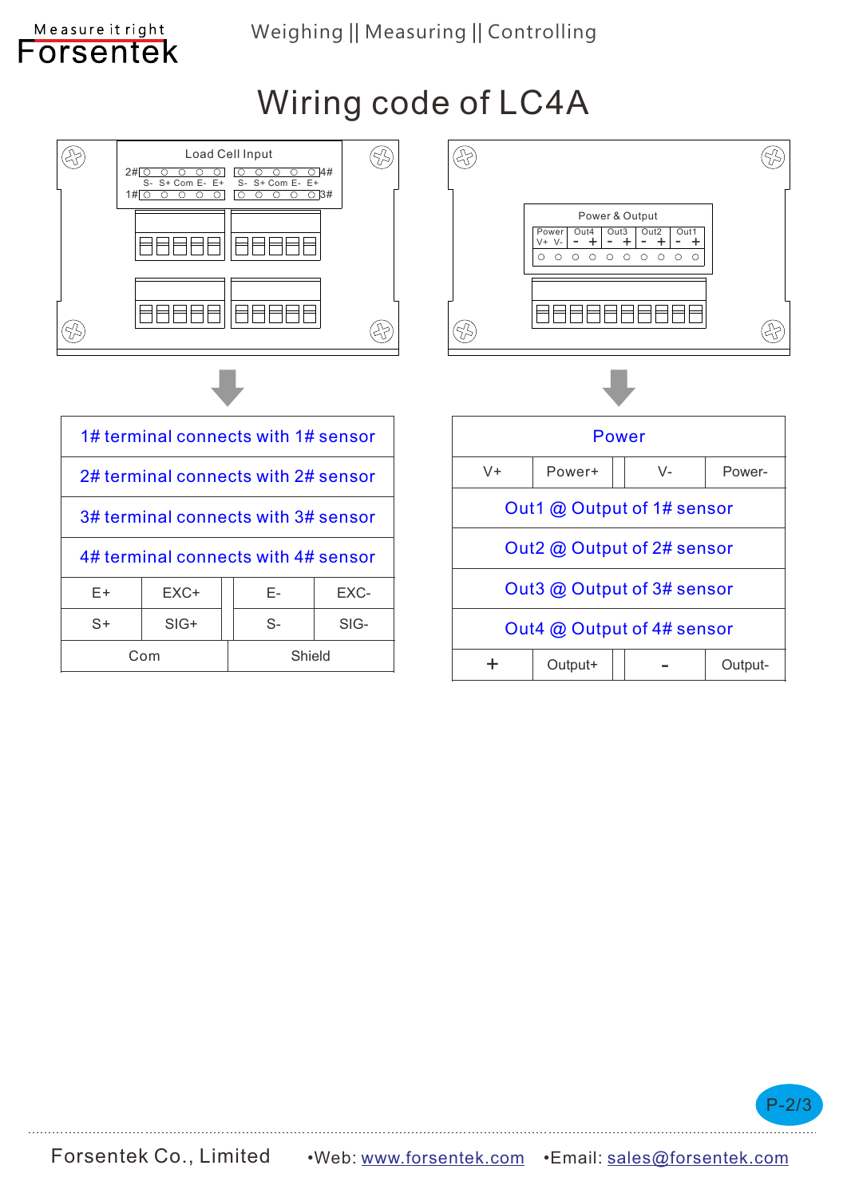# Wiring code of LC4A

Load Cell Input

2# S- S+ Com E- E+ | S- S+ Com E- E+ 4#

1# | 3#

Power & Output

| Power | | Out4 | | Out3 | | Out2 | | Out1 | |
|---|---|---|---|---|---|---|---|---|---|
| V+ | V- | - | + | - | + | - | + | - | + |

| 1# terminal connects with 1# sensor | | | |
|---|---|---|---|
| 2# terminal connects with 2# sensor | | | |
| 3# terminal connects with 3# sensor | | | |
| 4# terminal connects with 4# sensor | | | |
| E+ | EXC+ | E- | EXC- |
| S+ | SIG+ | S- | SIG- |
| Com | | Shield | |

| Power | | | |
|---|---|---|---|
| V+ | Power+ | V- | Power- |
| Out1 @ Output of 1# sensor | | | |
| Out2 @ Output of 2# sensor | | | |
| Out3 @ Output of 3# sensor | | | |
| Out4 @ Output of 4# sensor | | | |
| + | Output+ | - | Output- |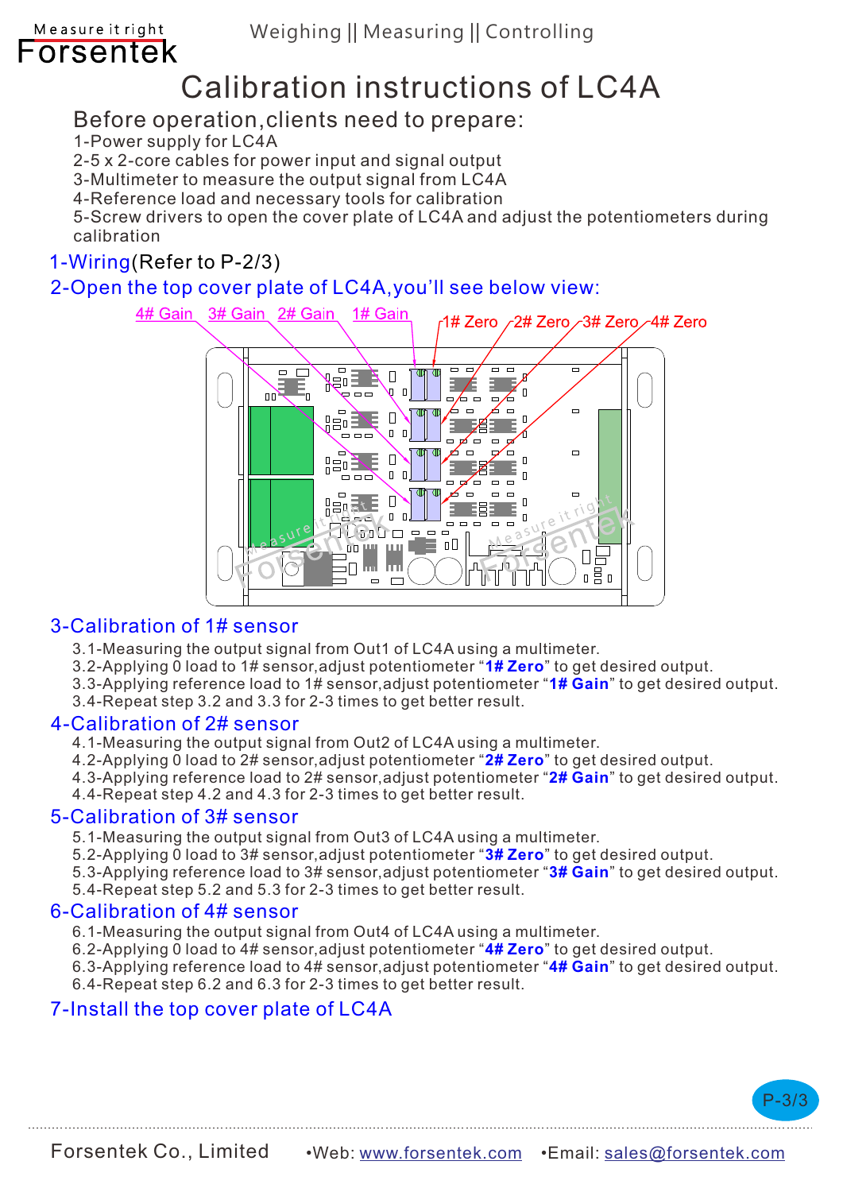# Calibration instructions of LC4A

## Before operation,clients need to prepare:

1-Power supply for LC4A
2-5 x 2-core cables for power input and signal output
3-Multimeter to measure the output signal from LC4A
4-Reference load and necessary tools for calibration
5-Screw drivers to open the cover plate of LC4A and adjust the potentiometers during calibration

## 1-Wiring(Refer to P-2/3)

## 2-Open the top cover plate of LC4A,you'll see below view:

4# Gain 3# Gain 2# Gain 1# Gain
1# Zero 2# Zero 3# Zero 4# Zero

## 3-Calibration of 1# sensor

3.1-Measuring the output signal from Out1 of LC4A using a multimeter.
3.2-Applying 0 load to 1# sensor,adjust potentiometer "**1# Zero**" to get desired output.
3.3-Applying reference load to 1# sensor,adjust potentiometer "**1# Gain**" to get desired output.
3.4-Repeat step 3.2 and 3.3 for 2-3 times to get better result.

## 4-Calibration of 2# sensor

4.1-Measuring the output signal from Out2 of LC4A using a multimeter.
4.2-Applying 0 load to 2# sensor,adjust potentiometer "**2# Zero**" to get desired output.
4.3-Applying reference load to 2# sensor,adjust potentiometer "**2# Gain**" to get desired output.
4.4-Repeat step 4.2 and 4.3 for 2-3 times to get better result.

## 5-Calibration of 3# sensor

5.1-Measuring the output signal from Out3 of LC4A using a multimeter.
5.2-Applying 0 load to 3# sensor,adjust potentiometer "**3# Zero**" to get desired output.
5.3-Applying reference load to 3# sensor,adjust potentiometer "**3# Gain**" to get desired output.
5.4-Repeat step 5.2 and 5.3 for 2-3 times to get better result.

## 6-Calibration of 4# sensor

6.1-Measuring the output signal from Out4 of LC4A using a multimeter.
6.2-Applying 0 load to 4# sensor,adjust potentiometer "**4# Zero**" to get desired output.
6.3-Applying reference load to 4# sensor,adjust potentiometer "**4# Gain**" to get desired output.
6.4-Repeat step 6.2 and 6.3 for 2-3 times to get better result.

## 7-Install the top cover plate of LC4A